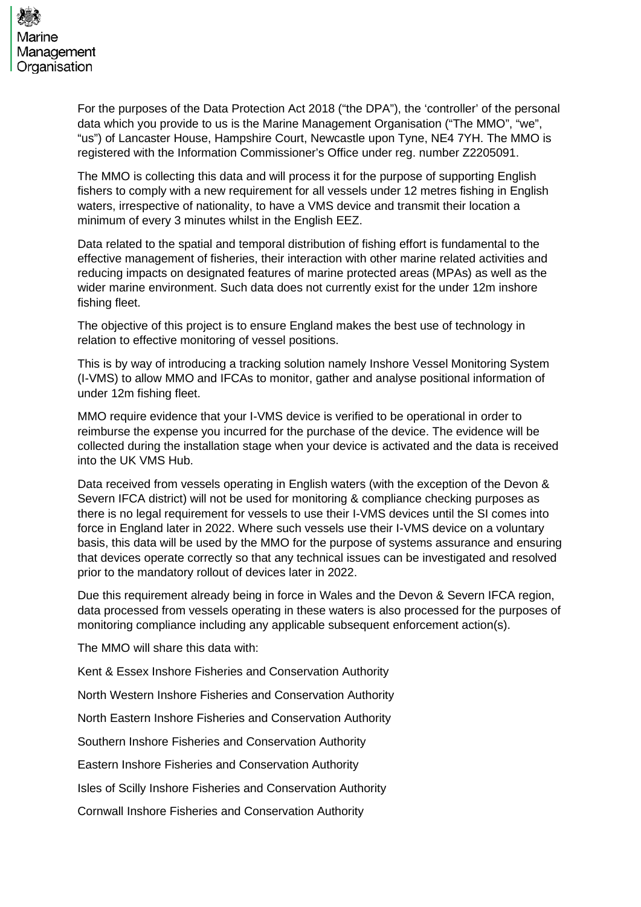For the purposes of the Data Protection Act 2018 ("the DPA"), the 'controller' of the personal data which you provide to us is the Marine Management Organisation ("The MMO", "we", "us") of Lancaster House, Hampshire Court, Newcastle upon Tyne, NE4 7YH. The MMO is registered with the Information Commissioner's Office under reg. number Z2205091.

The MMO is collecting this data and will process it for the purpose of supporting English fishers to comply with a new requirement for all vessels under 12 metres fishing in English waters, irrespective of nationality, to have a VMS device and transmit their location a minimum of every 3 minutes whilst in the English EEZ.

Data related to the spatial and temporal distribution of fishing effort is fundamental to the effective management of fisheries, their interaction with other marine related activities and reducing impacts on designated features of marine protected areas (MPAs) as well as the wider marine environment. Such data does not currently exist for the under 12m inshore fishing fleet.

The objective of this project is to ensure England makes the best use of technology in relation to effective monitoring of vessel positions.

This is by way of introducing a tracking solution namely Inshore Vessel Monitoring System (I-VMS) to allow MMO and IFCAs to monitor, gather and analyse positional information of under 12m fishing fleet.

MMO require evidence that your I-VMS device is verified to be operational in order to reimburse the expense you incurred for the purchase of the device. The evidence will be collected during the installation stage when your device is activated and the data is received into the UK VMS Hub.

Data received from vessels operating in English waters (with the exception of the Devon & Severn IFCA district) will not be used for monitoring & compliance checking purposes as there is no legal requirement for vessels to use their I-VMS devices until the SI comes into force in England later in 2022. Where such vessels use their I-VMS device on a voluntary basis, this data will be used by the MMO for the purpose of systems assurance and ensuring that devices operate correctly so that any technical issues can be investigated and resolved prior to the mandatory rollout of devices later in 2022.

Due this requirement already being in force in Wales and the Devon & Severn IFCA region, data processed from vessels operating in these waters is also processed for the purposes of monitoring compliance including any applicable subsequent enforcement action(s).

The MMO will share this data with:

Kent & Essex Inshore Fisheries and Conservation Authority

North Western Inshore Fisheries and Conservation Authority

North Eastern Inshore Fisheries and Conservation Authority

Southern Inshore Fisheries and Conservation Authority

Eastern Inshore Fisheries and Conservation Authority

Isles of Scilly Inshore Fisheries and Conservation Authority

Cornwall Inshore Fisheries and Conservation Authority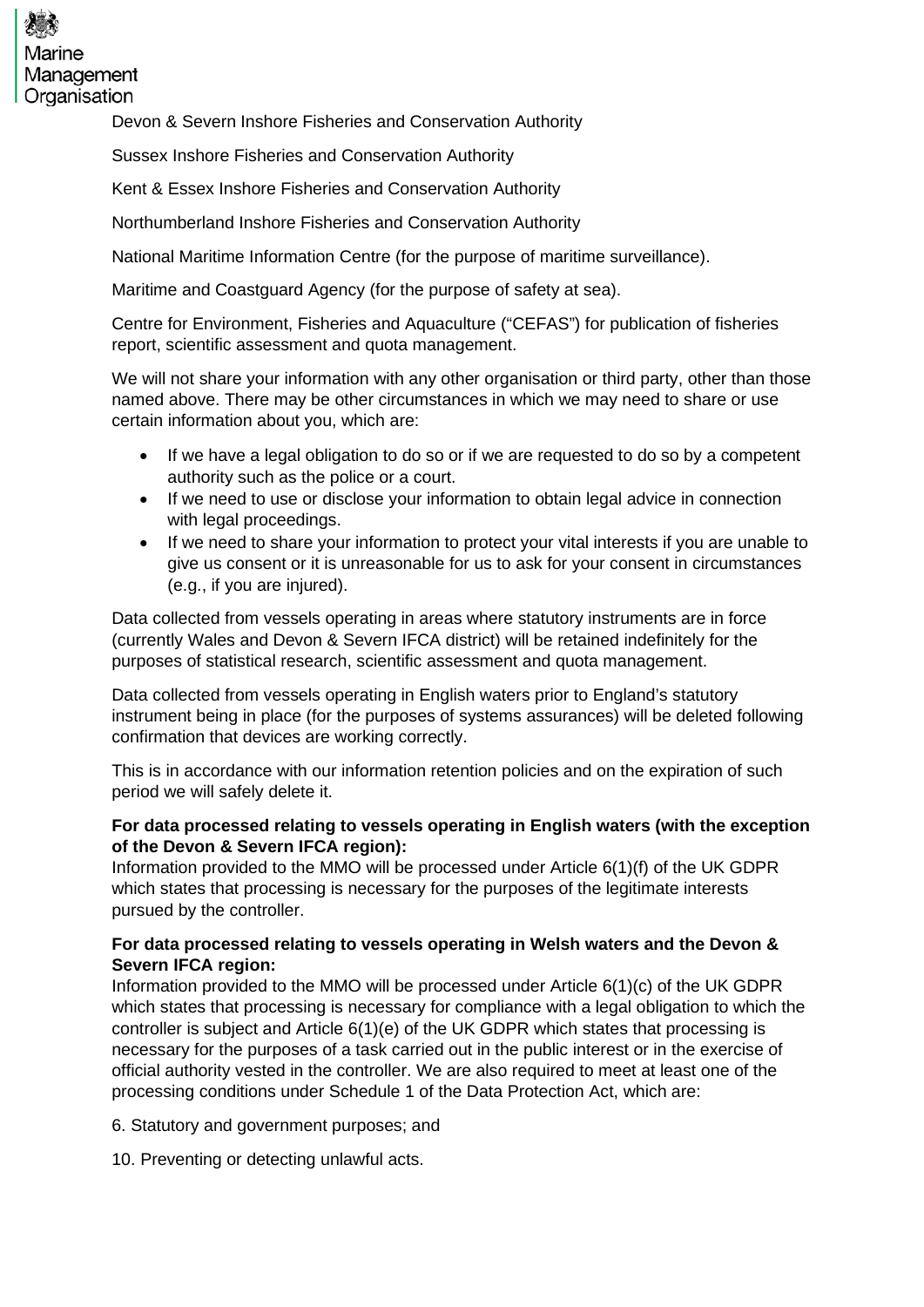Devon & Severn Inshore Fisheries and Conservation Authority

Sussex Inshore Fisheries and Conservation Authority

Kent & Essex Inshore Fisheries and Conservation Authority

Northumberland Inshore Fisheries and Conservation Authority

National Maritime Information Centre (for the purpose of maritime surveillance).

Maritime and Coastguard Agency (for the purpose of safety at sea).

Centre for Environment, Fisheries and Aquaculture ("CEFAS") for publication of fisheries report, scientific assessment and quota management.

We will not share your information with any other organisation or third party, other than those named above. There may be other circumstances in which we may need to share or use certain information about you, which are:

- If we have a legal obligation to do so or if we are requested to do so by a competent authority such as the police or a court.
- If we need to use or disclose your information to obtain legal advice in connection with legal proceedings.
- If we need to share your information to protect your vital interests if you are unable to give us consent or it is unreasonable for us to ask for your consent in circumstances (e.g., if you are injured).

Data collected from vessels operating in areas where statutory instruments are in force (currently Wales and Devon & Severn IFCA district) will be retained indefinitely for the purposes of statistical research, scientific assessment and quota management.

Data collected from vessels operating in English waters prior to England's statutory instrument being in place (for the purposes of systems assurances) will be deleted following confirmation that devices are working correctly.

This is in accordance with our information retention policies and on the expiration of such period we will safely delete it.

**For data processed relating to vessels operating in English waters (with the exception of the Devon & Severn IFCA region):**
Information provided to the MMO will be processed under Article 6(1)(f) of the UK GDPR which states that processing is necessary for the purposes of the legitimate interests pursued by the controller.

**For data processed relating to vessels operating in Welsh waters and the Devon & Severn IFCA region:**
Information provided to the MMO will be processed under Article 6(1)(c) of the UK GDPR which states that processing is necessary for compliance with a legal obligation to which the controller is subject and Article 6(1)(e) of the UK GDPR which states that processing is necessary for the purposes of a task carried out in the public interest or in the exercise of official authority vested in the controller. We are also required to meet at least one of the processing conditions under Schedule 1 of the Data Protection Act, which are:

6. Statutory and government purposes; and

10. Preventing or detecting unlawful acts.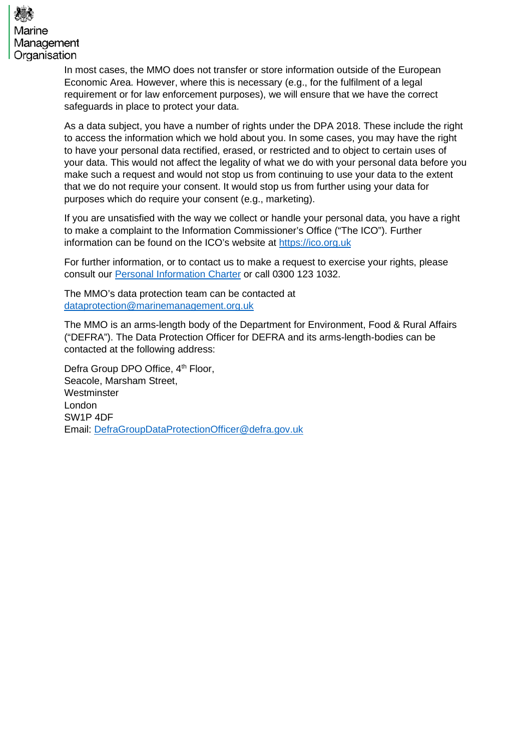In most cases, the MMO does not transfer or store information outside of the European Economic Area. However, where this is necessary (e.g., for the fulfilment of a legal requirement or for law enforcement purposes), we will ensure that we have the correct safeguards in place to protect your data.

As a data subject, you have a number of rights under the DPA 2018. These include the right to access the information which we hold about you. In some cases, you may have the right to have your personal data rectified, erased, or restricted and to object to certain uses of your data. This would not affect the legality of what we do with your personal data before you make such a request and would not stop us from continuing to use your data to the extent that we do not require your consent. It would stop us from further using your data for purposes which do require your consent (e.g., marketing).

If you are unsatisfied with the way we collect or handle your personal data, you have a right to make a complaint to the Information Commissioner's Office ("The ICO"). Further information can be found on the ICO's website at [https://ico.org.uk](https://ico.org.uk)

For further information, or to contact us to make a request to exercise your rights, please consult our [Personal Information Charter]() or call 0300 123 1032.

The MMO's data protection team can be contacted at [dataprotection@marinemanagement.org.uk](mailto:dataprotection@marinemanagement.org.uk)

The MMO is an arms-length body of the Department for Environment, Food & Rural Affairs ("DEFRA"). The Data Protection Officer for DEFRA and its arms-length-bodies can be contacted at the following address:

Defra Group DPO Office, 4th Floor,
Seacole, Marsham Street,
Westminster
London
SW1P 4DF
Email: [DefraGroupDataProtectionOfficer@defra.gov.uk](mailto:DefraGroupDataProtectionOfficer@defra.gov.uk)